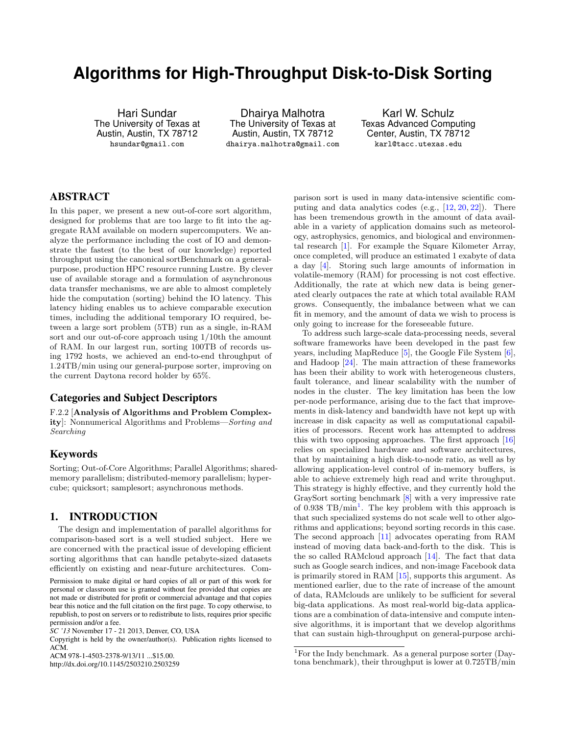# Algorithms for High-Throughput Disk-to-Disk Sorting

Hari Sundar
The University of Texas at Austin, Austin, TX 78712
hsundar@gmail.com

Dhairya Malhotra
The University of Texas at Austin, Austin, TX 78712
dhairya.malhotra@gmail.com

Karl W. Schulz
Texas Advanced Computing Center, Austin, TX 78712
karl@tacc.utexas.edu

## ABSTRACT

In this paper, we present a new out-of-core sort algorithm, designed for problems that are too large to fit into the aggregate RAM available on modern supercomputers. We analyze the performance including the cost of IO and demonstrate the fastest (to the best of our knowledge) reported throughput using the canonical sortBenchmark on a general-purpose, production HPC resource running Lustre. By clever use of available storage and a formulation of asynchronous data transfer mechanisms, we are able to almost completely hide the computation (sorting) behind the IO latency. This latency hiding enables us to achieve comparable execution times, including the additional temporary IO required, between a large sort problem (5TB) run as a single, in-RAM sort and our out-of-core approach using 1/10th the amount of RAM. In our largest run, sorting 100TB of records using 1792 hosts, we achieved an end-to-end throughput of 1.24TB/min using our general-purpose sorter, improving on the current Daytona record holder by 65%.

## Categories and Subject Descriptors

F.2.2 [**Analysis of Algorithms and Problem Complexity**]: Nonnumerical Algorithms and Problems—*Sorting and Searching*

## Keywords

Sorting; Out-of-Core Algorithms; Parallel Algorithms; shared-memory parallelism; distributed-memory parallelism; hypercube; quicksort; samplesort; asynchronous methods.

## 1. INTRODUCTION

The design and implementation of parallel algorithms for comparison-based sort is a well studied subject. Here we are concerned with the practical issue of developing efficient sorting algorithms that can handle petabyte-sized datasets efficiently on existing and near-future architectures. Comparison sort is used in many data-intensive scientific computing and data analytics codes (e.g., [12, 20, 22]). There has been tremendous growth in the amount of data available in a variety of application domains such as meteorology, astrophysics, genomics, and biological and environmental research [1]. For example the Square Kilometer Array, once completed, will produce an estimated 1 exabyte of data a day [4]. Storing such large amounts of information in volatile-memory (RAM) for processing is not cost effective. Additionally, the rate at which new data is being generated clearly outpaces the rate at which total available RAM grows. Consequently, the imbalance between what we can fit in memory, and the amount of data we wish to process is only going to increase for the foreseeable future.

To address such large-scale data-processing needs, several software frameworks have been developed in the past few years, including MapReduce [5], the Google File System [6], and Hadoop [24]. The main attraction of these frameworks has been their ability to work with heterogeneous clusters, fault tolerance, and linear scalability with the number of nodes in the cluster. The key limitation has been the low per-node performance, arising due to the fact that improvements in disk-latency and bandwidth have not kept up with increase in disk capacity as well as computational capabilities of processors. Recent work has attempted to address this with two opposing approaches. The first approach [16] relies on specialized hardware and software architectures, that by maintaining a high disk-to-node ratio, as well as by allowing application-level control of in-memory buffers, is able to achieve extremely high read and write throughput. This strategy is highly effective, and they currently hold the GraySort sorting benchmark [8] with a very impressive rate of 0.938 TB/min[1]. The key problem with this approach is that such specialized systems do not scale well to other algorithms and applications; beyond sorting records in this case. The second approach [11] advocates operating from RAM instead of moving data back-and-forth to the disk. This is the so called RAMcloud approach [14]. The fact that data such as Google search indices, and non-image Facebook data is primarily stored in RAM [15], supports this argument. As mentioned earlier, due to the rate of increase of the amount of data, RAMclouds are unlikely to be sufficient for several big-data applications. As most real-world big-data applications are a combination of data-intensive and compute intensive algorithms, it is important that we develop algorithms that can sustain high-throughput on general-purpose archi-

[1] For the Indy benchmark. As a general purpose sorter (Daytona benchmark), their throughput is lower at 0.725TB/min

Permission to make digital or hard copies of all or part of this work for personal or classroom use is granted without fee provided that copies are not made or distributed for profit or commercial advantage and that copies bear this notice and the full citation on the first page. To copy otherwise, to republish, to post on servers or to redistribute to lists, requires prior specific permission and/or a fee.
*SC '13* November 17 - 21 2013, Denver, CO, USA
Copyright is held by the owner/author(s). Publication rights licensed to ACM.
ACM 978-1-4503-2378-9/13/11 ...$15.00.
http://dx.doi.org/10.1145/2503210.2503259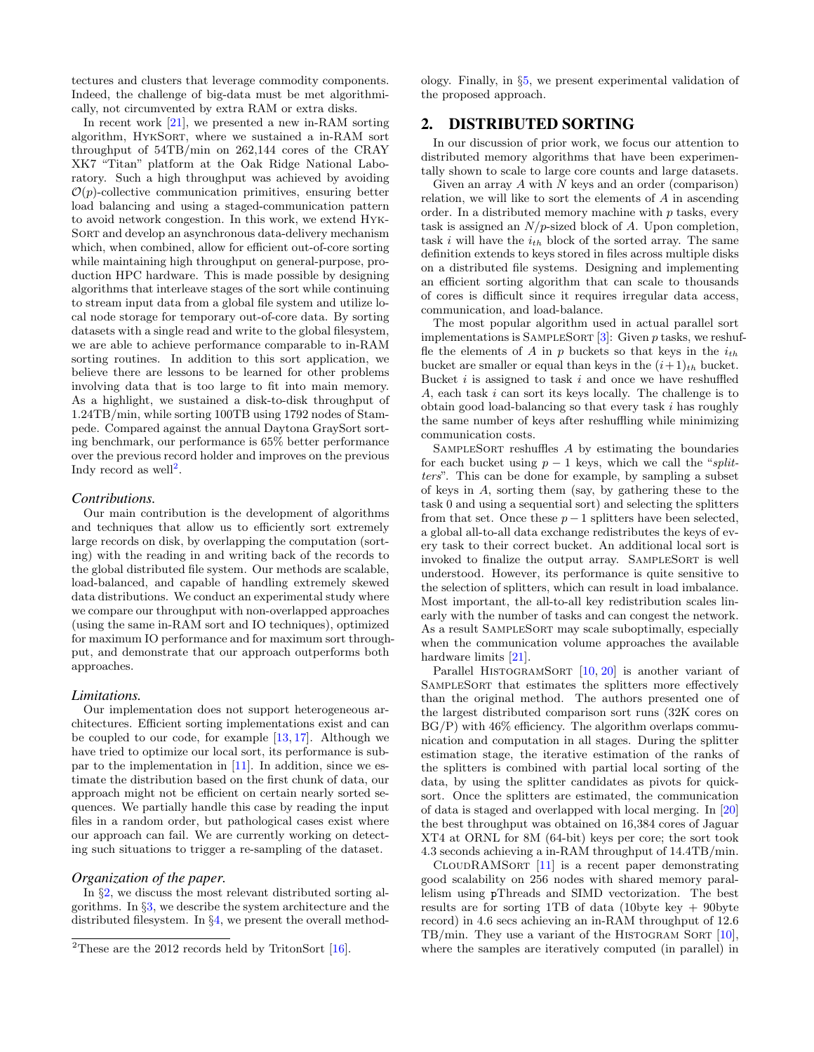tectures and clusters that leverage commodity components. Indeed, the challenge of big-data must be met algorithmically, not circumvented by extra RAM or extra disks.

In recent work [21], we presented a new in-RAM sorting algorithm, HykSort, where we sustained a in-RAM sort throughput of 54TB/min on 262,144 cores of the CRAY XK7 "Titan" platform at the Oak Ridge National Laboratory. Such a high throughput was achieved by avoiding $\mathcal{O}(p)$-collective communication primitives, ensuring better load balancing and using a staged-communication pattern to avoid network congestion. In this work, we extend HykSort and develop an asynchronous data-delivery mechanism which, when combined, allow for efficient out-of-core sorting while maintaining high throughput on general-purpose, production HPC hardware. This is made possible by designing algorithms that interleave stages of the sort while continuing to stream input data from a global file system and utilize local node storage for temporary out-of-core data. By sorting datasets with a single read and write to the global filesystem, we are able to achieve performance comparable to in-RAM sorting routines. In addition to this sort application, we believe there are lessons to be learned for other problems involving data that is too large to fit into main memory. As a highlight, we sustained a disk-to-disk throughput of 1.24TB/min, while sorting 100TB using 1792 nodes of Stampede. Compared against the annual Daytona GraySort sorting benchmark, our performance is 65% better performance over the previous record holder and improves on the previous Indy record as well[2].

### *Contributions.*

Our main contribution is the development of algorithms and techniques that allow us to efficiently sort extremely large records on disk, by overlapping the computation (sorting) with the reading in and writing back of the records to the global distributed file system. Our methods are scalable, load-balanced, and capable of handling extremely skewed data distributions. We conduct an experimental study where we compare our throughput with non-overlapped approaches (using the same in-RAM sort and IO techniques), optimized for maximum IO performance and for maximum sort throughput, and demonstrate that our approach outperforms both approaches.

### *Limitations.*

Our implementation does not support heterogeneous architectures. Efficient sorting implementations exist and can be coupled to our code, for example [13, 17]. Although we have tried to optimize our local sort, its performance is subpar to the implementation in [11]. In addition, since we estimate the distribution based on the first chunk of data, our approach might not be efficient on certain nearly sorted sequences. We partially handle this case by reading the input files in a random order, but pathological cases exist where our approach can fail. We are currently working on detecting such situations to trigger a re-sampling of the dataset.

### *Organization of the paper.*

In §2, we discuss the most relevant distributed sorting algorithms. In §3, we describe the system architecture and the distributed filesystem. In §4, we present the overall methodology. Finally, in §5, we present experimental validation of the proposed approach.

## 2. DISTRIBUTED SORTING

In our discussion of prior work, we focus our attention to distributed memory algorithms that have been experimentally shown to scale to large core counts and large datasets.

Given an array $A$ with $N$ keys and an order (comparison) relation, we will like to sort the elements of $A$ in ascending order. In a distributed memory machine with $p$ tasks, every task is assigned an $N/p$-sized block of $A$. Upon completion, task $i$ will have the $i_{th}$ block of the sorted array. The same definition extends to keys stored in files across multiple disks on a distributed file systems. Designing and implementing an efficient sorting algorithm that can scale to thousands of cores is difficult since it requires irregular data access, communication, and load-balance.

The most popular algorithm used in actual parallel sort implementations is SampleSort [3]: Given $p$ tasks, we reshuffle the elements of $A$ in $p$ buckets so that keys in the $i_{th}$ bucket are smaller or equal than keys in the $(i+1)_{th}$ bucket. Bucket $i$ is assigned to task $i$ and once we have reshuffled $A$, each task $i$ can sort its keys locally. The challenge is to obtain good load-balancing so that every task $i$ has roughly the same number of keys after reshuffling while minimizing communication costs.

SampleSort reshuffles $A$ by estimating the boundaries for each bucket using $p-1$ keys, which we call the "*splitters*". This can be done for example, by sampling a subset of keys in $A$, sorting them (say, by gathering these to the task 0 and using a sequential sort) and selecting the splitters from that set. Once these $p-1$ splitters have been selected, a global all-to-all data exchange redistributes the keys of every task to their correct bucket. An additional local sort is invoked to finalize the output array. SampleSort is well understood. However, its performance is quite sensitive to the selection of splitters, which can result in load imbalance. Most important, the all-to-all key redistribution scales linearly with the number of tasks and can congest the network. As a result SampleSort may scale suboptimally, especially when the communication volume approaches the available hardware limits [21].

Parallel HistogramSort [10, 20] is another variant of SampleSort that estimates the splitters more effectively than the original method. The authors presented one of the largest distributed comparison sort runs (32K cores on BG/P) with 46% efficiency. The algorithm overlaps communication and computation in all stages. During the splitter estimation stage, the iterative estimation of the ranks of the splitters is combined with partial local sorting of the data, by using the splitter candidates as pivots for quicksort. Once the splitters are estimated, the communication of data is staged and overlapped with local merging. In [20] the best throughput was obtained on 16,384 cores of Jaguar XT4 at ORNL for 8M (64-bit) keys per core; the sort took 4.3 seconds achieving a in-RAM throughput of 14.4TB/min.

CloudRAMSort [11] is a recent paper demonstrating good scalability on 256 nodes with shared memory parallelism using pThreads and SIMD vectorization. The best results are for sorting 1TB of data (10byte key + 90byte record) in 4.6 secs achieving an in-RAM throughput of 12.6 TB/min. They use a variant of the Histogram Sort [10], where the samples are iteratively computed (in parallel) in

[2]These are the 2012 records held by TritonSort [16].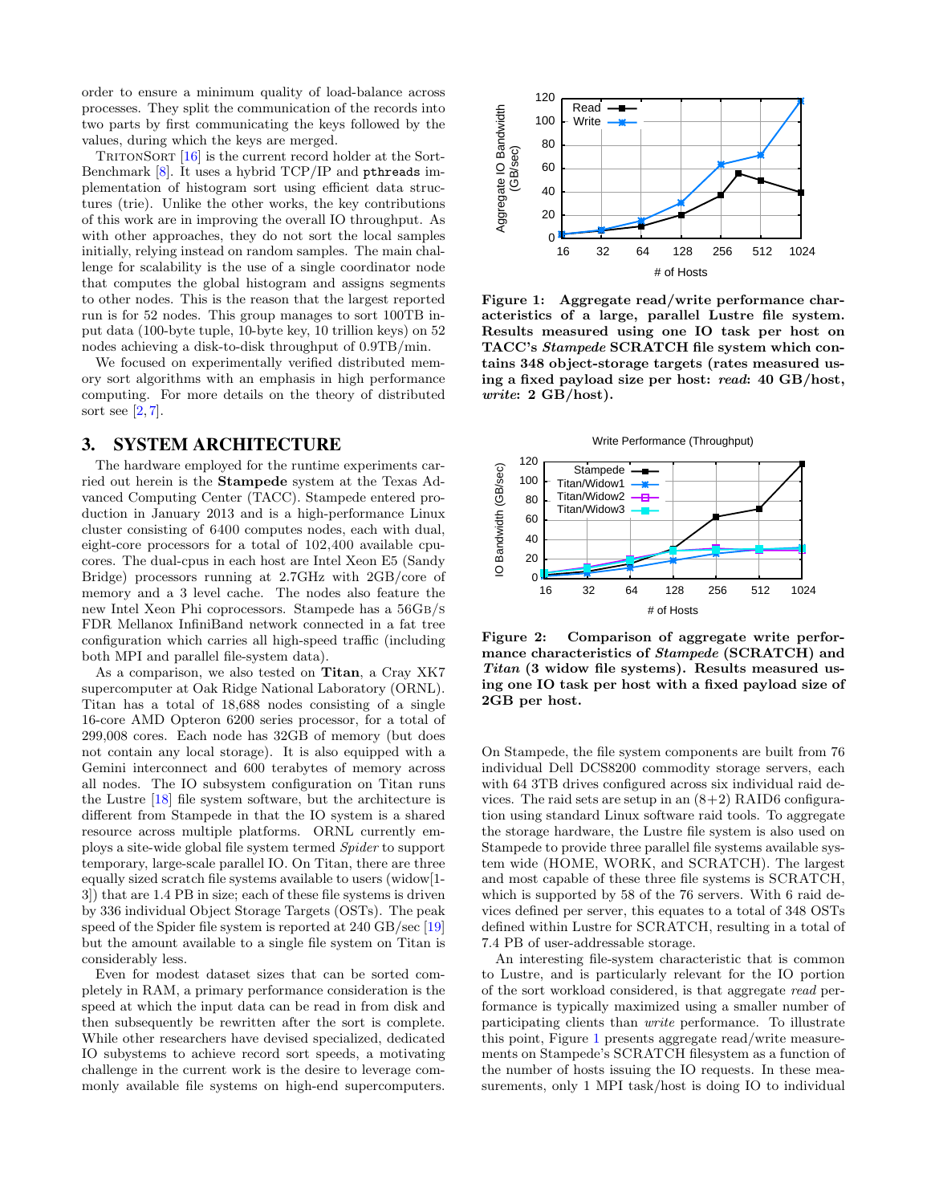order to ensure a minimum quality of load-balance across processes. They split the communication of the records into two parts by first communicating the keys followed by the values, during which the keys are merged.

TritonSort [16] is the current record holder at the Sort-Benchmark [8]. It uses a hybrid TCP/IP and `pthreads` implementation of histogram sort using efficient data structures (trie). Unlike the other works, the key contributions of this work are in improving the overall IO throughput. As with other approaches, they do not sort the local samples initially, relying instead on random samples. The main challenge for scalability is the use of a single coordinator node that computes the global histogram and assigns segments to other nodes. This is the reason that the largest reported run is for 52 nodes. This group manages to sort 100TB input data (100-byte tuple, 10-byte key, 10 trillion keys) on 52 nodes achieving a disk-to-disk throughput of 0.9TB/min.

We focused on experimentally verified distributed memory sort algorithms with an emphasis in high performance computing. For more details on the theory of distributed sort see [2, 7].

## 3. SYSTEM ARCHITECTURE

The hardware employed for the runtime experiments carried out herein is the **Stampede** system at the Texas Advanced Computing Center (TACC). Stampede entered production in January 2013 and is a high-performance Linux cluster consisting of 6400 computes nodes, each with dual, eight-core processors for a total of 102,400 available cpu-cores. The dual-cpus in each host are Intel Xeon E5 (Sandy Bridge) processors running at 2.7GHz with 2GB/core of memory and a 3 level cache. The nodes also feature the new Intel Xeon Phi coprocessors. Stampede has a 56GB/s FDR Mellanox InfiniBand network connected in a fat tree configuration which carries all high-speed traffic (including both MPI and parallel file-system data).

As a comparison, we also tested on **Titan**, a Cray XK7 supercomputer at Oak Ridge National Laboratory (ORNL). Titan has a total of 18,688 nodes consisting of a single 16-core AMD Opteron 6200 series processor, for a total of 299,008 cores. Each node has 32GB of memory (but does not contain any local storage). It is also equipped with a Gemini interconnect and 600 terabytes of memory across all nodes. The IO subsystem configuration on Titan runs the Lustre [18] file system software, but the architecture is different from Stampede in that the IO system is a shared resource across multiple platforms. ORNL currently employs a site-wide global file system termed *Spider* to support temporary, large-scale parallel IO. On Titan, there are three equally sized scratch file systems available to users (widow[1-3]) that are 1.4 PB in size; each of these file systems is driven by 336 individual Object Storage Targets (OSTs). The peak speed of the Spider file system is reported at 240 GB/sec [19] but the amount available to a single file system on Titan is considerably less.

Even for modest dataset sizes that can be sorted completely in RAM, a primary performance consideration is the speed at which the input data can be read in from disk and then subsequently be rewritten after the sort is complete. While other researchers have devised specialized, dedicated IO subystems to achieve record sort speeds, a motivating challenge in the current work is the desire to leverage commonly available file systems on high-end supercomputers.

**Figure 1: Aggregate read/write performance characteristics of a large, parallel Lustre file system. Results measured using one IO task per host on TACC's *Stampede* SCRATCH file system which contains 348 object-storage targets (rates measured using a fixed payload size per host: *read*: 40 GB/host, *write*: 2 GB/host).**

**Figure 2: Comparison of aggregate write performance characteristics of *Stampede* (SCRATCH) and *Titan* (3 widow file systems). Results measured using one IO task per host with a fixed payload size of 2GB per host.**

On Stampede, the file system components are built from 76 individual Dell DCS8200 commodity storage servers, each with 64 3TB drives configured across six individual raid devices. The raid sets are setup in an (8+2) RAID6 configuration using standard Linux software raid tools. To aggregate the storage hardware, the Lustre file system is also used on Stampede to provide three parallel file systems available system wide (HOME, WORK, and SCRATCH). The largest and most capable of these three file systems is SCRATCH, which is supported by 58 of the 76 servers. With 6 raid devices defined per server, this equates to a total of 348 OSTs defined within Lustre for SCRATCH, resulting in a total of 7.4 PB of user-addressable storage.

An interesting file-system characteristic that is common to Lustre, and is particularly relevant for the IO portion of the sort workload considered, is that aggregate *read* performance is typically maximized using a smaller number of participating clients than *write* performance. To illustrate this point, Figure 1 presents aggregate read/write measurements on Stampede's SCRATCH filesystem as a function of the number of hosts issuing the IO requests. In these measurements, only 1 MPI task/host is doing IO to individual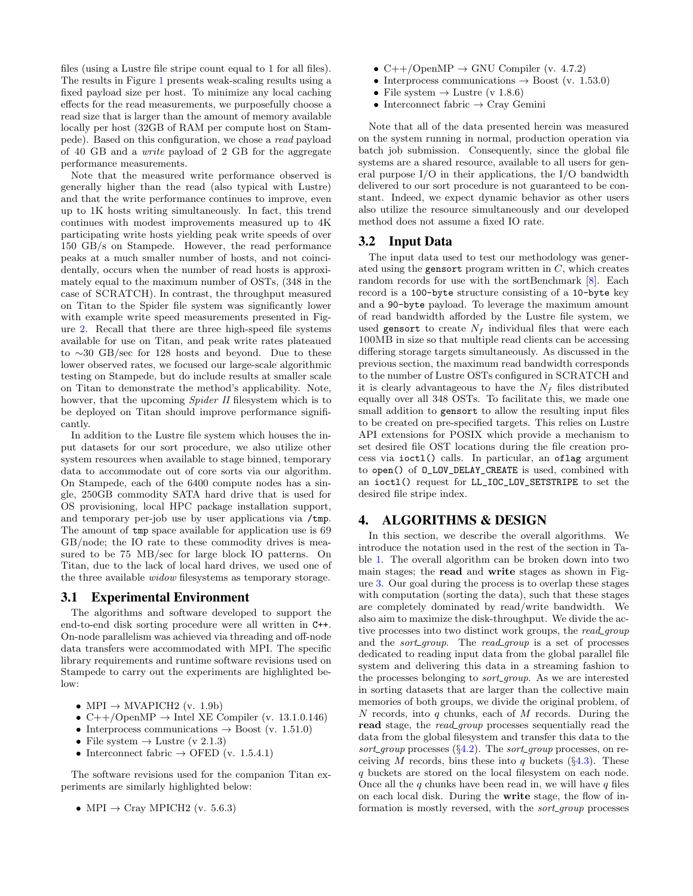files (using a Lustre file stripe count equal to 1 for all files). The results in Figure 1 presents weak-scaling results using a fixed payload size per host. To minimize any local caching effects for the read measurements, we purposefully choose a read size that is larger than the amount of memory available locally per host (32GB of RAM per compute host on Stampede). Based on this configuration, we chose a *read* payload of 40 GB and a *write* payload of 2 GB for the aggregate performance measurements.

Note that the measured write performance observed is generally higher than the read (also typical with Lustre) and that the write performance continues to improve, even up to 1K hosts writing simultaneously. In fact, this trend continues with modest improvements measured up to 4K participating write hosts yielding peak write speeds of over 150 GB/s on Stampede. However, the read performance peaks at a much smaller number of hosts, and not coincidentally, occurs when the number of read hosts is approximately equal to the maximum number of OSTs, (348 in the case of SCRATCH). In contrast, the throughput measured on Titan to the Spider file system was significantly lower with example write speed measurements presented in Figure 2. Recall that there are three high-speed file systems available for use on Titan, and peak write rates plateaued to ∼30 GB/sec for 128 hosts and beyond. Due to these lower observed rates, we focused our large-scale algorithmic testing on Stampede, but do include results at smaller scale on Titan to demonstrate the method's applicability. Note, howver, that the upcoming *Spider II* filesystem which is to be deployed on Titan should improve performance significantly.

In addition to the Lustre file system which houses the input datasets for our sort procedure, we also utilize other system resources when available to stage binned, temporary data to accommodate out of core sorts via our algorithm. On Stampede, each of the 6400 compute nodes has a single, 250GB commodity SATA hard drive that is used for OS provisioning, local HPC package installation support, and temporary per-job use by user applications via `/tmp`. The amount of `tmp` space available for application use is 69 GB/node; the IO rate to these commodity drives is measured to be 75 MB/sec for large block IO patterns. On Titan, due to the lack of local hard drives, we used one of the three available *widow* filesystems as temporary storage.

## 3.1 Experimental Environment

The algorithms and software developed to support the end-to-end disk sorting procedure were all written in `C++`. On-node parallelism was achieved via threading and off-node data transfers were accommodated with MPI. The specific library requirements and runtime software revisions used on Stampede to carry out the experiments are highlighted below:

- MPI → MVAPICH2 (v. 1.9b)
- C++/OpenMP → Intel XE Compiler (v. 13.1.0.146)
- Interprocess communications → Boost (v. 1.51.0)
- File system → Lustre (v 2.1.3)
- Interconnect fabric → OFED (v. 1.5.4.1)

The software revisions used for the companion Titan experiments are similarly highlighted below:

- MPI → Cray MPICH2 (v. 5.6.3)
- C++/OpenMP → GNU Compiler (v. 4.7.2)
- Interprocess communications → Boost (v. 1.53.0)
- File system → Lustre (v 1.8.6)
- Interconnect fabric → Cray Gemini

Note that all of the data presented herein was measured on the system running in normal, production operation via batch job submission. Consequently, since the global file systems are a shared resource, available to all users for general purpose I/O in their applications, the I/O bandwidth delivered to our sort procedure is not guaranteed to be constant. Indeed, we expect dynamic behavior as other users also utilize the resource simultaneously and our developed method does not assume a fixed IO rate.

## 3.2 Input Data

The input data used to test our methodology was generated using the `gensort` program written in *C*, which creates random records for use with the sortBenchmark [8]. Each record is a `100-byte` structure consisting of a `10-byte` key and a `90-byte` payload. To leverage the maximum amount of read bandwidth afforded by the Lustre file system, we used `gensort` to create $N_f$ individual files that were each 100MB in size so that multiple read clients can be accessing differing storage targets simultaneously. As discussed in the previous section, the maximum read bandwidth corresponds to the number of Lustre OSTs configured in SCRATCH and it is clearly advantageous to have the $N_f$ files distributed equally over all 348 OSTs. To facilitate this, we made one small addition to `gensort` to allow the resulting input files to be created on pre-specified targets. This relies on Lustre API extensions for POSIX which provide a mechanism to set desired file OST locations during the file creation process via `ioctl()` calls. In particular, an `oflag` argument to `open()` of `O_LOV_DELAY_CREATE` is used, combined with an `ioctl()` request for `LL_IOC_LOV_SETSTRIPE` to set the desired file stripe index.

# 4. ALGORITHMS & DESIGN

In this section, we describe the overall algorithms. We introduce the notation used in the rest of the section in Table 1. The overall algorithm can be broken down into two main stages; the **read** and **write** stages as shown in Figure 3. Our goal during the process is to overlap these stages with computation (sorting the data), such that these stages are completely dominated by read/write bandwidth. We also aim to maximize the disk-throughput. We divide the active processes into two distinct work groups, the *read_group* and the *sort_group*. The *read_group* is a set of processes dedicated to reading input data from the global parallel file system and delivering this data in a streaming fashion to the processes belonging to *sort_group*. As we are interested in sorting datasets that are larger than the collective main memories of both groups, we divide the original problem, of $N$ records, into $q$ chunks, each of $M$ records. During the **read** stage, the *read_group* processes sequentially read the data from the global filesystem and transfer this data to the *sort_group* processes (§4.2). The *sort_group* processes, on receiving $M$ records, bins these into $q$ buckets (§4.3). These $q$ buckets are stored on the local filesystem on each node. Once all the $q$ chunks have been read in, we will have $q$ files on each local disk. During the **write** stage, the flow of information is mostly reversed, with the *sort_group* processes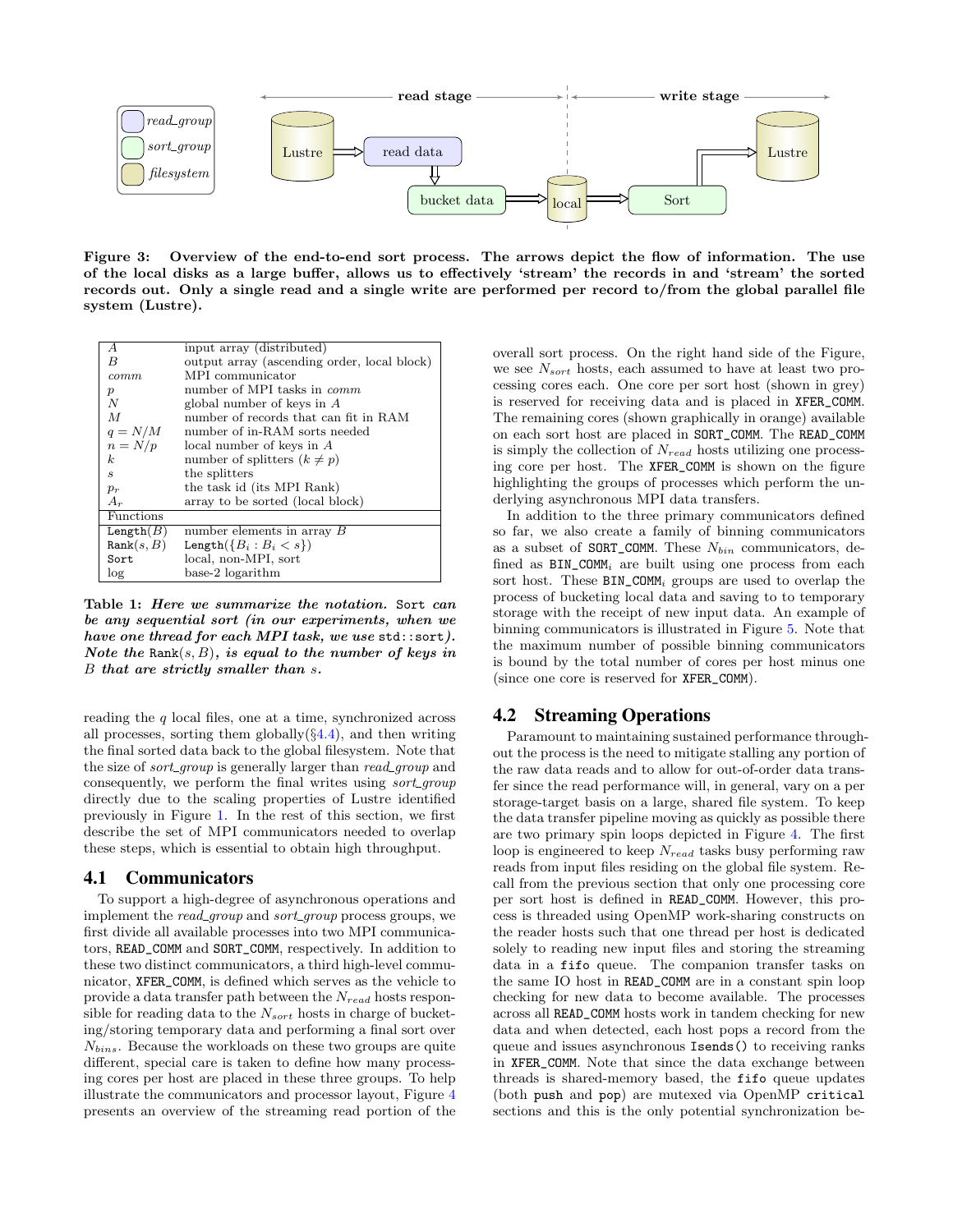**Figure 3: Overview of the end-to-end sort process. The arrows depict the flow of information. The use of the local disks as a large buffer, allows us to effectively 'stream' the records in and 'stream' the sorted records out. Only a single read and a single write are performed per record to/from the global parallel file system (Lustre).**

| | |
|---|---|
| $A$ | input array (distributed) |
| $B$ | output array (ascending order, local block) |
| $comm$ | MPI communicator |
| $p$ | number of MPI tasks in $comm$ |
| $N$ | global number of keys in $A$ |
| $M$ | number of records that can fit in RAM |
| $q = N/M$ | number of in-RAM sorts needed |
| $n = N/p$ | local number of keys in $A$ |
| $k$ | number of splitters ($k \neq p$) |
| $s$ | the splitters |
| $p_r$ | the task id (its MPI Rank) |
| $A_r$ | array to be sorted (local block) |
| Functions | |
| $\texttt{Length}(B)$ | number elements in array $B$ |
| $\texttt{Rank}(s, B)$ | $\texttt{Length}(\{B_i : B_i < s\})$ |
| `Sort` | local, non-MPI, sort |
| log | base-2 logarithm |

**Table 1: *Here we summarize the notation.* `Sort` *can be any sequential sort (in our experiments, when we have one thread for each MPI task, we use* `std::sort`*). Note the* $\texttt{Rank}(s, B)$*, is equal to the number of keys in* $B$ *that are strictly smaller than* $s$*.***

reading the $q$ local files, one at a time, synchronized across all processes, sorting them globally(§4.4), and then writing the final sorted data back to the global filesystem. Note that the size of *sort_group* is generally larger than *read_group* and consequently, we perform the final writes using *sort_group* directly due to the scaling properties of Lustre identified previously in Figure 1. In the rest of this section, we first describe the set of MPI communicators needed to overlap these steps, which is essential to obtain high throughput.

## 4.1 Communicators

To support a high-degree of asynchronous operations and implement the *read_group* and *sort_group* process groups, we first divide all available processes into two MPI communicators, `READ_COMM` and `SORT_COMM`, respectively. In addition to these two distinct communicators, a third high-level communicator, `XFER_COMM`, is defined which serves as the vehicle to provide a data transfer path between the $N_{read}$ hosts responsible for reading data to the $N_{sort}$ hosts in charge of bucketing/storing temporary data and performing a final sort over $N_{bins}$. Because the workloads on these two groups are quite different, special care is taken to define how many processing cores per host are placed in these three groups. To help illustrate the communicators and processor layout, Figure 4 presents an overview of the streaming read portion of the overall sort process. On the right hand side of the Figure, we see $N_{sort}$ hosts, each assumed to have at least two processing cores each. One core per sort host (shown in grey) is reserved for receiving data and is placed in `XFER_COMM`. The remaining cores (shown graphically in orange) available on each sort host are placed in `SORT_COMM`. The `READ_COMM` is simply the collection of $N_{read}$ hosts utilizing one processing core per host. The `XFER_COMM` is shown on the figure highlighting the groups of processes which perform the underlying asynchronous MPI data transfers.

In addition to the three primary communicators defined so far, we also create a family of binning communicators as a subset of `SORT_COMM`. These $N_{bin}$ communicators, defined as $\texttt{BIN\_COMM}_i$ are built using one process from each sort host. These $\texttt{BIN\_COMM}_i$ groups are used to overlap the process of bucketing local data and saving to to temporary storage with the receipt of new input data. An example of binning communicators is illustrated in Figure 5. Note that the maximum number of possible binning communicators is bound by the total number of cores per host minus one (since one core is reserved for `XFER_COMM`).

## 4.2 Streaming Operations

Paramount to maintaining sustained performance throughout the process is the need to mitigate stalling any portion of the raw data reads and to allow for out-of-order data transfer since the read performance will, in general, vary on a per storage-target basis on a large, shared file system. To keep the data transfer pipeline moving as quickly as possible there are two primary spin loops depicted in Figure 4. The first loop is engineered to keep $N_{read}$ tasks busy performing raw reads from input files residing on the global file system. Recall from the previous section that only one processing core per sort host is defined in `READ_COMM`. However, this process is threaded using OpenMP work-sharing constructs on the reader hosts such that one thread per host is dedicated solely to reading new input files and storing the streaming data in a `fifo` queue. The companion transfer tasks on the same IO host in `READ_COMM` are in a constant spin loop checking for new data to become available. The processes across all `READ_COMM` hosts work in tandem checking for new data and when detected, each host pops a record from the queue and issues asynchronous `Isends()` to receiving ranks in `XFER_COMM`. Note that since the data exchange between threads is shared-memory based, the `fifo` queue updates (both `push` and `pop`) are mutexed via OpenMP `critical` sections and this is the only potential synchronization be-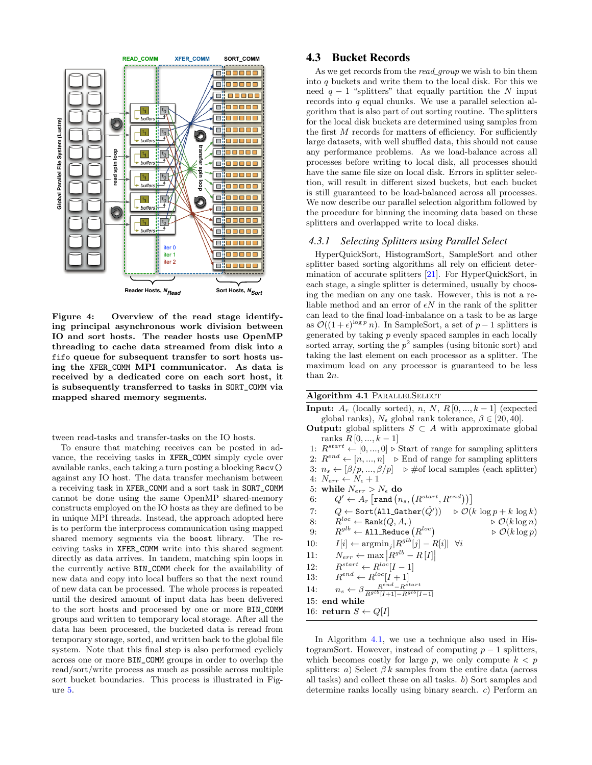**Figure 4: Overview of the read stage identifying principal asynchronous work division between IO and sort hosts. The reader hosts use OpenMP threading to cache data streamed from disk into a `fifo` queue for subsequent transfer to sort hosts using the `XFER_COMM` MPI communicator. As data is received by a dedicated core on each sort host, it is subsequently transferred to tasks in `SORT_COMM` via mapped shared memory segments.**

tween read-tasks and transfer-tasks on the IO hosts.

To ensure that matching receives can be posted in advance, the receiving tasks in `XFER_COMM` simply cycle over available ranks, each taking a turn posting a blocking `Recv()` against any IO host. The data transfer mechanism between a receiving task in `XFER_COMM` and a sort task in `SORT_COMM` cannot be done using the same OpenMP shared-memory constructs employed on the IO hosts as they are defined to be in unique MPI threads. Instead, the approach adopted here is to perform the interprocess communication using mapped shared memory segments via the `boost` library. The receiving tasks in `XFER_COMM` write into this shared segment directly as data arrives. In tandem, matching spin loops in the currently active `BIN_COMM` check for the availability of new data and copy into local buffers so that the next round of new data can be processed. The whole process is repeated until the desired amount of input data has been delivered to the sort hosts and processed by one or more `BIN_COMM` groups and written to temporary local storage. After all the data has been processed, the bucketed data is reread from temporary storage, sorted, and written back to the global file system. Note that this final step is also performed cyclicly across one or more `BIN_COMM` groups in order to overlap the read/sort/write process as much as possible across multiple sort bucket boundaries. This process is illustrated in Figure 5.

## 4.3 Bucket Records

As we get records from the *read_group* we wish to bin them into $q$ buckets and write them to the local disk. For this we need $q-1$ "splitters" that equally partition the $N$ input records into $q$ equal chunks. We use a parallel selection algorithm that is also part of out sorting routine. The splitters for the local disk buckets are determined using samples from the first $M$ records for matters of efficiency. For sufficiently large datasets, with well shuffled data, this should not cause any performance problems. As we load-balance across all processes before writing to local disk, all processes should have the same file size on local disk. Errors in splitter selection, will result in different sized buckets, but each bucket is still guaranteed to be load-balanced across all processes. We now describe our parallel selection algorithm followed by the procedure for binning the incoming data based on these splitters and overlapped write to local disks.

### 4.3.1 Selecting Splitters using Parallel Select

HyperQuickSort, HistogramSort, SampleSort and other splitter based sorting algorithms all rely on efficient determination of accurate splitters [21]. For HyperQuickSort, in each stage, a single splitter is determined, usually by choosing the median on any one task. However, this is not a reliable method and an error of $\epsilon N$ in the rank of the splitter can lead to the final load-imbalance on a task to be as large as $\mathcal{O}((1+\epsilon)^{\log p} n)$. In SampleSort, a set of $p-1$ splitters is generated by taking $p$ evenly spaced samples in each locally sorted array, sorting the $p^2$ samples (using bitonic sort) and taking the last element on each processor as a splitter. The maximum load on any processor is guaranteed to be less than $2n$.

**Algorithm 4.1** PARALLELSELECT

**Input:** $A_r$ (locally sorted), $n$, $N$, $R[0,...,k-1]$ (expected global ranks), $N_\epsilon$ global rank tolerance, $\beta \in [20, 40]$.
**Output:** global splitters $S \subset A$ with approximate global ranks $R[0,...,k-1]$

```
1:  R^start ← [0,...,0]        ▷ Start of range for sampling splitters
2:  R^end ← [n,...,n]          ▷ End of range for sampling splitters
3:  n_s ← [β/p,...,β/p]        ▷ #of local samples (each splitter)
4:  N_err ← N_ε + 1
5:  while N_err > N_ε do
6:     Q' ← A_r[rand(n_s, (R^start, R^end))]
7:     Q ← Sort(All_Gather(Q̂'))               ▷ O(k log p + k log k)
8:     R^loc ← Rank(Q, A_r)                    ▷ O(k log n)
9:     R^glb ← All_Reduce(R^loc)               ▷ O(k log p)
10:    I[i] ← argmin_j |R^glb[j] − R[i]|  ∀i
11:    N_err ← max |R^glb − R[I]|
12:    R^start ← R^loc[I − 1]
13:    R^end ← R^loc[I + 1]
14:    n_s ← β (R^end − R^start) / (R^glb[I+1] − R^glb[I−1])
15: end while
16: return S ← Q[I]
```

In Algorithm 4.1, we use a technique also used in HistogramSort. However, instead of computing $p-1$ splitters, which becomes costly for large $p$, we only compute $k < p$ splitters: *a)* Select $\beta\, k$ samples from the entire data (across all tasks) and collect these on all tasks. *b)* Sort samples and determine ranks locally using binary search. *c)* Perform an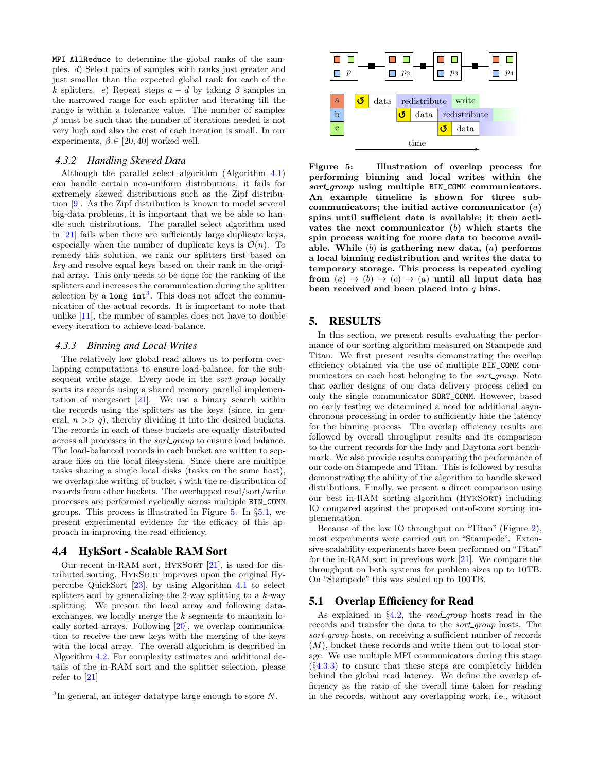MPI_AllReduce to determine the global ranks of the samples. *d*) Select pairs of samples with ranks just greater and just smaller than the expected global rank for each of the $k$ splitters. *e*) Repeat steps $a - d$ by taking $\beta$ samples in the narrowed range for each splitter and iterating till the range is within a tolerance value. The number of samples $\beta$ must be such that the number of iterations needed is not very high and also the cost of each iteration is small. In our experiments, $\beta \in [20, 40]$ worked well.

### 4.3.2 Handling Skewed Data

Although the parallel select algorithm (Algorithm 4.1) can handle certain non-uniform distributions, it fails for extremely skewed distributions such as the Zipf distribution [9]. As the Zipf distribution is known to model several big-data problems, it is important that we be able to handle such distributions. The parallel select algorithm used in [21] fails when there are sufficiently large duplicate keys, especially when the number of duplicate keys is $\mathcal{O}(n)$. To remedy this solution, we rank our splitters first based on *key* and resolve equal keys based on their rank in the original array. This only needs to be done for the ranking of the splitters and increases the communication during the splitter selection by a `long int`[3]. This does not affect the communication of the actual records. It is important to note that unlike [11], the number of samples does not have to double every iteration to achieve load-balance.

### 4.3.3 Binning and Local Writes

The relatively low global read allows us to perform overlapping computations to ensure load-balance, for the subsequent write stage. Every node in the *sort_group* locally sorts its records using a shared memory parallel implementation of mergesort [21]. We use a binary search within the records using the splitters as the keys (since, in general, $n >> q$), thereby dividing it into the desired buckets. The records in each of these buckets are equally distributed across all processes in the *sort_group* to ensure load balance. The load-balanced records in each bucket are written to separate files on the local filesystem. Since there are multiple tasks sharing a single local disks (tasks on the same host), we overlap the writing of bucket $i$ with the re-distribution of records from other buckets. The overlapped read/sort/write processes are performed cyclically across multiple BIN_COMM groups. This process is illustrated in Figure 5. In §5.1, we present experimental evidence for the efficacy of this approach in improving the read efficiency.

## 4.4 HykSort - Scalable RAM Sort

Our recent in-RAM sort, HykSort [21], is used for distributed sorting. HykSort improves upon the original Hypercube QuickSort [23], by using Algorithm 4.1 to select splitters and by generalizing the 2-way splitting to a $k$-way splitting. We presort the local array and following data-exchanges, we locally merge the $k$ segments to maintain locally sorted arrays. Following [20], we overlap communication to receive the new keys with the merging of the keys with the local array. The overall algorithm is described in Algorithm 4.2. For complexity estimates and additional details of the in-RAM sort and the splitter selection, please refer to [21]

[3] In general, an integer datatype large enough to store $N$.

| | | | | | | |
|---|---|---|---|---|---|---|
| a | ↺ | data | redistribute | write | | |
| b | | | ↺ | data | redistribute | |
| c | | | | | ↺ | data |

time →

**Figure 5: Illustration of overlap process for performing binning and local writes within the *sort_group* using multiple BIN_COMM communicators. An example timeline is shown for three sub-communicators; the initial active communicator ($a$) spins until sufficient data is available; it then activates the next communicator ($b$) which starts the spin process waiting for more data to become available. While ($b$) is gathering new data, ($a$) performs a local binning redistribution and writes the data to temporary storage. This process is repeated cycling from ($a$) → ($b$) → ($c$) → ($a$) until all input data has been received and been placed into $q$ bins.**

## 5. RESULTS

In this section, we present results evaluating the performance of our sorting algorithm measured on Stampede and Titan. We first present results demonstrating the overlap efficiency obtained via the use of multiple BIN_COMM communicators on each host belonging to the *sort_group*. Note that earlier designs of our data delivery process relied on only the single communicator SORT_COMM. However, based on early testing we determined a need for additional asynchronous processing in order to sufficiently hide the latency for the binning process. The overlap efficiency results are followed by overall throughput results and its comparison to the current records for the Indy and Daytona sort benchmark. We also provide results comparing the performance of our code on Stampede and Titan. This is followed by results demonstrating the ability of the algorithm to handle skewed distributions. Finally, we present a direct comparison using our best in-RAM sorting algorithm (HykSort) including IO compared against the proposed out-of-core sorting implementation.

Because of the low IO throughput on "Titan" (Figure 2), most experiments were carried out on "Stampede". Extensive scalability experiments have been performed on "Titan" for the in-RAM sort in previous work [21]. We compare the throughput on both systems for problem sizes up to 10TB. On "Stampede" this was scaled up to 100TB.

## 5.1 Overlap Efficiency for Read

As explained in §4.2, the *read_group* hosts read in the records and transfer the data to the *sort_group* hosts. The *sort_group* hosts, on receiving a sufficient number of records ($M$), bucket these records and write them out to local storage. We use multiple MPI communicators during this stage (§4.3.3) to ensure that these steps are completely hidden behind the global read latency. We define the overlap efficiency as the ratio of the overall time taken for reading in the records, without any overlapping work, i.e., without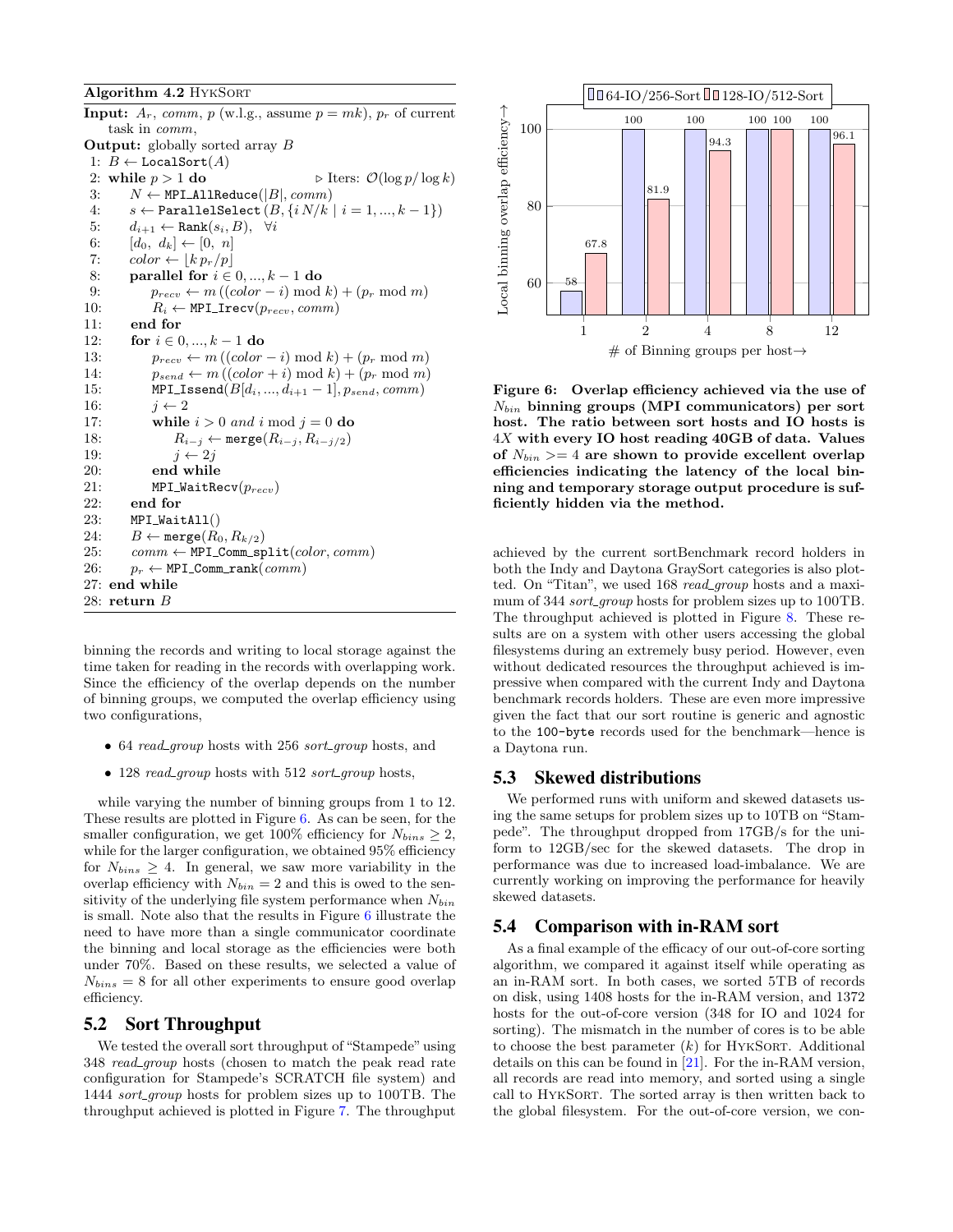**Algorithm 4.2** HykSort

**Input:** $A_r$, *comm*, $p$ (w.l.g., assume $p = mk$), $p_r$ of current task in *comm*,

**Output:** globally sorted array $B$

```
1: B ← LocalSort(A)
2: while p > 1 do                                    ▷ Iters: O(log p/ log k)
3:     N ← MPI_AllReduce(|B|, comm)
4:     s ← ParallelSelect (B, {i N/k | i = 1, ..., k − 1})
5:     d_{i+1} ← Rank(s_i, B),   ∀i
6:     [d_0, d_k] ← [0, n]
7:     color ← ⌊k p_r/p⌋
8:     parallel for i ∈ 0, ..., k − 1 do
9:         p_recv ← m ((color − i) mod k) + (p_r mod m)
10:        R_i ← MPI_Irecv(p_recv, comm)
11:    end for
12:    for i ∈ 0, ..., k − 1 do
13:        p_recv ← m ((color − i) mod k) + (p_r mod m)
14:        p_send ← m ((color + i) mod k) + (p_r mod m)
15:        MPI_Issend(B[d_i, ..., d_{i+1} − 1], p_send, comm)
16:        j ← 2
17:        while i > 0 and i mod j = 0 do
18:            R_{i−j} ← merge(R_{i−j}, R_{i−j/2})
19:            j ← 2j
20:        end while
21:        MPI_WaitRecv(p_recv)
22:    end for
23:    MPI_WaitAll()
24:    B ← merge(R_0, R_{k/2})
25:    comm ← MPI_Comm_split(color, comm)
26:    p_r ← MPI_Comm_rank(comm)
27: end while
28: return B
```

binning the records and writing to local storage against the time taken for reading in the records with overlapping work. Since the efficiency of the overlap depends on the number of binning groups, we computed the overlap efficiency using two configurations,

- 64 *read_group* hosts with 256 *sort_group* hosts, and
- 128 *read_group* hosts with 512 *sort_group* hosts,

while varying the number of binning groups from 1 to 12. These results are plotted in Figure 6. As can be seen, for the smaller configuration, we get 100% efficiency for $N_{bins} \geq 2$, while for the larger configuration, we obtained 95% efficiency for $N_{bins} \geq 4$. In general, we saw more variability in the overlap efficiency with $N_{bin} = 2$ and this is owed to the sensitivity of the underlying file system performance when $N_{bin}$ is small. Note also that the results in Figure 6 illustrate the need to have more than a single communicator coordinate the binning and local storage as the efficiencies were both under 70%. Based on these results, we selected a value of $N_{bins} = 8$ for all other experiments to ensure good overlap efficiency.

## 5.2 Sort Throughput

We tested the overall sort throughput of "Stampede" using 348 *read_group* hosts (chosen to match the peak read rate configuration for Stampede's SCRATCH file system) and 1444 *sort_group* hosts for problem sizes up to 100TB. The throughput achieved is plotted in Figure 7. The throughput

| # of Binning groups per host | 64-IO/256-Sort | 128-IO/512-Sort |
|---|---|---|
| 1 | 58 | 67.8 |
| 2 | 100 | 81.9 |
| 4 | 100 | 94.3 |
| 8 | 100 | 100 |
| 12 | 100 | 96.1 |

**Figure 6: Overlap efficiency achieved via the use of $N_{bin}$ binning groups (MPI communicators) per sort host. The ratio between sort hosts and IO hosts is $4X$ with every IO host reading 40GB of data. Values of $N_{bin}$ >= 4 are shown to provide excellent overlap efficiencies indicating the latency of the local binning and temporary storage output procedure is sufficiently hidden via the method.**

achieved by the current sortBenchmark record holders in both the Indy and Daytona GraySort categories is also plotted. On "Titan", we used 168 *read_group* hosts and a maximum of 344 *sort_group* hosts for problem sizes up to 100TB. The throughput achieved is plotted in Figure 8. These results are on a system with other users accessing the global filesystems during an extremely busy period. However, even without dedicated resources the throughput achieved is impressive when compared with the current Indy and Daytona benchmark records holders. These are even more impressive given the fact that our sort routine is generic and agnostic to the `100-byte` records used for the benchmark—hence is a Daytona run.

## 5.3 Skewed distributions

We performed runs with uniform and skewed datasets using the same setups for problem sizes up to 10TB on "Stampede". The throughput dropped from 17GB/s for the uniform to 12GB/sec for the skewed datasets. The drop in performance was due to increased load-imbalance. We are currently working on improving the performance for heavily skewed datasets.

## 5.4 Comparison with in-RAM sort

As a final example of the efficacy of our out-of-core sorting algorithm, we compared it against itself while operating as an in-RAM sort. In both cases, we sorted 5TB of records on disk, using 1408 hosts for the in-RAM version, and 1372 hosts for the out-of-core version (348 for IO and 1024 for sorting). The mismatch in the number of cores is to be able to choose the best parameter ($k$) for HykSort. Additional details on this can be found in [21]. For the in-RAM version, all records are read into memory, and sorted using a single call to HykSort. The sorted array is then written back to the global filesystem. For the out-of-core version, we con-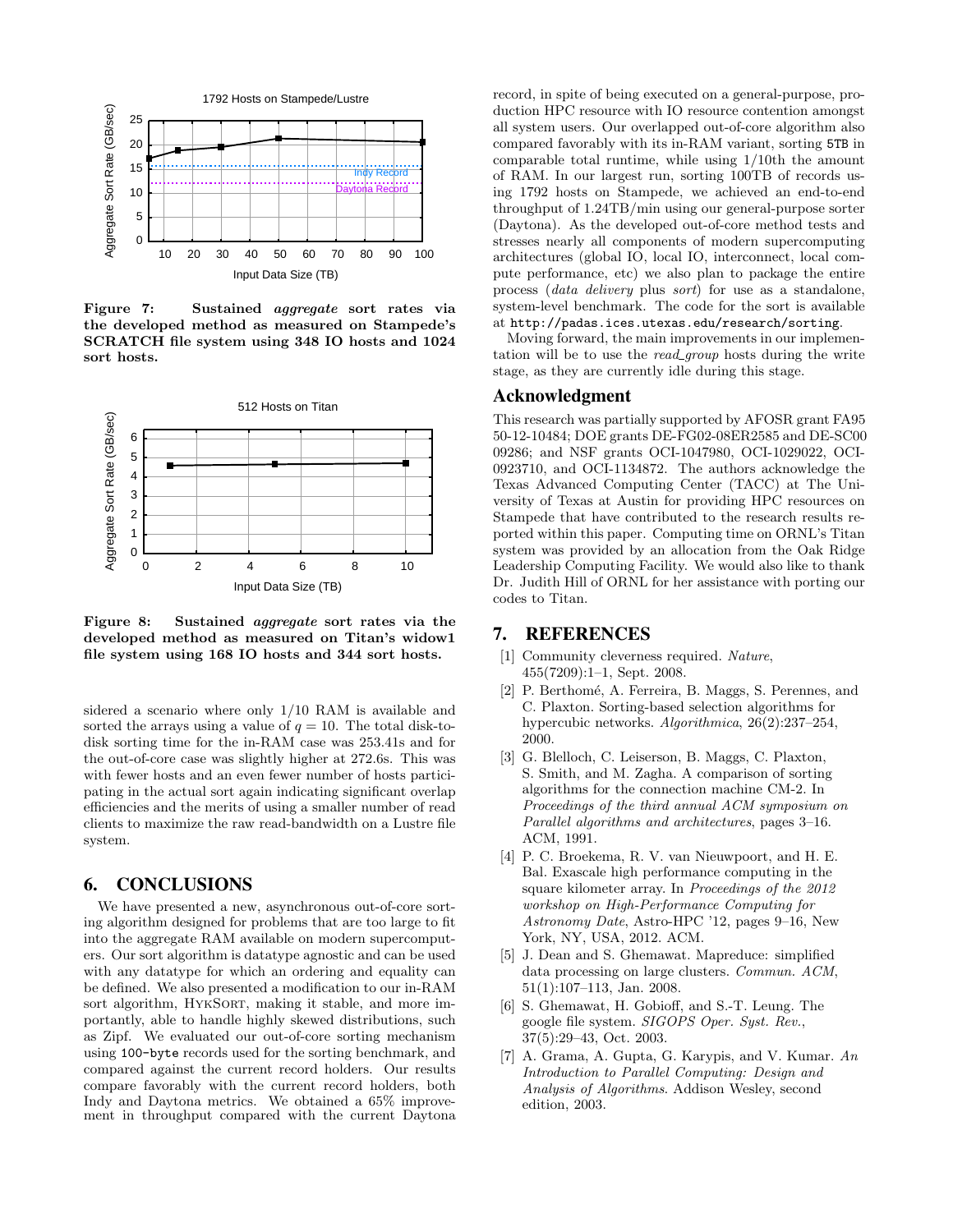**Figure 7: Sustained *aggregate* sort rates via the developed method as measured on Stampede's SCRATCH file system using 348 IO hosts and 1024 sort hosts.**

**Figure 8: Sustained *aggregate* sort rates via the developed method as measured on Titan's widow1 file system using 168 IO hosts and 344 sort hosts.**

sidered a scenario where only 1/10 RAM is available and sorted the arrays using a value of $q = 10$. The total disk-to-disk sorting time for the in-RAM case was 253.41s and for the out-of-core case was slightly higher at 272.6s. This was with fewer hosts and an even fewer number of hosts participating in the actual sort again indicating significant overlap efficiencies and the merits of using a smaller number of read clients to maximize the raw read-bandwidth on a Lustre file system.

## 6. CONCLUSIONS

We have presented a new, asynchronous out-of-core sorting algorithm designed for problems that are too large to fit into the aggregate RAM available on modern supercomputers. Our sort algorithm is datatype agnostic and can be used with any datatype for which an ordering and equality can be defined. We also presented a modification to our in-RAM sort algorithm, HykSort, making it stable, and more importantly, able to handle highly skewed distributions, such as Zipf. We evaluated our out-of-core sorting mechanism using `100-byte` records used for the sorting benchmark, and compared against the current record holders. Our results compare favorably with the current record holders, both Indy and Daytona metrics. We obtained a 65% improvement in throughput compared with the current Daytona record, in spite of being executed on a general-purpose, production HPC resource with IO resource contention amongst all system users. Our overlapped out-of-core algorithm also compared favorably with its in-RAM variant, sorting `5TB` in comparable total runtime, while using 1/10th the amount of RAM. In our largest run, sorting 100TB of records using 1792 hosts on Stampede, we achieved an end-to-end throughput of 1.24TB/min using our general-purpose sorter (Daytona). As the developed out-of-core method tests and stresses nearly all components of modern supercomputing architectures (global IO, local IO, interconnect, local compute performance, etc) we also plan to package the entire process (*data delivery* plus *sort*) for use as a standalone, system-level benchmark. The code for the sort is available at `http://padas.ices.utexas.edu/research/sorting`.

Moving forward, the main improvements in our implementation will be to use the *read_group* hosts during the write stage, as they are currently idle during this stage.

## Acknowledgment

This research was partially supported by AFOSR grant FA95 50-12-10484; DOE grants DE-FG02-08ER2585 and DE-SC00 09286; and NSF grants OCI-1047980, OCI-1029022, OCI-0923710, and OCI-1134872. The authors acknowledge the Texas Advanced Computing Center (TACC) at The University of Texas at Austin for providing HPC resources on Stampede that have contributed to the research results reported within this paper. Computing time on ORNL's Titan system was provided by an allocation from the Oak Ridge Leadership Computing Facility. We would also like to thank Dr. Judith Hill of ORNL for her assistance with porting our codes to Titan.

## 7. REFERENCES

[1] Community cleverness required. *Nature*, 455(7209):1–1, Sept. 2008.

[2] P. Berthomé, A. Ferreira, B. Maggs, S. Perennes, and C. Plaxton. Sorting-based selection algorithms for hypercubic networks. *Algorithmica*, 26(2):237–254, 2000.

[3] G. Blelloch, C. Leiserson, B. Maggs, C. Plaxton, S. Smith, and M. Zagha. A comparison of sorting algorithms for the connection machine CM-2. In *Proceedings of the third annual ACM symposium on Parallel algorithms and architectures*, pages 3–16. ACM, 1991.

[4] P. C. Broekema, R. V. van Nieuwpoort, and H. E. Bal. Exascale high performance computing in the square kilometer array. In *Proceedings of the 2012 workshop on High-Performance Computing for Astronomy Date*, Astro-HPC '12, pages 9–16, New York, NY, USA, 2012. ACM.

[5] J. Dean and S. Ghemawat. Mapreduce: simplified data processing on large clusters. *Commun. ACM*, 51(1):107–113, Jan. 2008.

[6] S. Ghemawat, H. Gobioff, and S.-T. Leung. The google file system. *SIGOPS Oper. Syst. Rev.*, 37(5):29–43, Oct. 2003.

[7] A. Grama, A. Gupta, G. Karypis, and V. Kumar. *An Introduction to Parallel Computing: Design and Analysis of Algorithms*. Addison Wesley, second edition, 2003.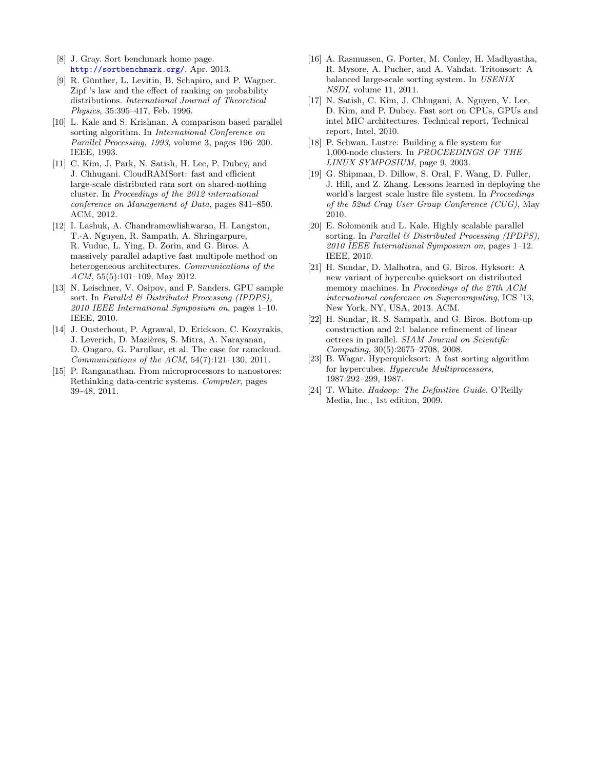[8] J. Gray. Sort benchmark home page. http://sortbenchmark.org/, Apr. 2013.

[9] R. Günther, L. Levitin, B. Schapiro, and P. Wagner. Zipf 's law and the effect of ranking on probability distributions. *International Journal of Theoretical Physics*, 35:395–417, Feb. 1996.

[10] L. Kale and S. Krishnan. A comparison based parallel sorting algorithm. In *International Conference on Parallel Processing, 1993*, volume 3, pages 196–200. IEEE, 1993.

[11] C. Kim, J. Park, N. Satish, H. Lee, P. Dubey, and J. Chhugani. CloudRAMSort: fast and efficient large-scale distributed ram sort on shared-nothing cluster. In *Proceedings of the 2012 international conference on Management of Data*, pages 841–850. ACM, 2012.

[12] I. Lashuk, A. Chandramowlishwaran, H. Langston, T.-A. Nguyen, R. Sampath, A. Shringarpure, R. Vuduc, L. Ying, D. Zorin, and G. Biros. A massively parallel adaptive fast multipole method on heterogeneous architectures. *Communications of the ACM*, 55(5):101–109, May 2012.

[13] N. Leischner, V. Osipov, and P. Sanders. GPU sample sort. In *Parallel & Distributed Processing (IPDPS), 2010 IEEE International Symposium on*, pages 1–10. IEEE, 2010.

[14] J. Ousterhout, P. Agrawal, D. Erickson, C. Kozyrakis, J. Leverich, D. Mazières, S. Mitra, A. Narayanan, D. Ongaro, G. Parulkar, et al. The case for ramcloud. *Communications of the ACM*, 54(7):121–130, 2011.

[15] P. Ranganathan. From microprocessors to nanostores: Rethinking data-centric systems. *Computer*, pages 39–48, 2011.

[16] A. Rasmussen, G. Porter, M. Conley, H. Madhyastha, R. Mysore, A. Pucher, and A. Vahdat. Tritonsort: A balanced large-scale sorting system. In *USENIX NSDI*, volume 11, 2011.

[17] N. Satish, C. Kim, J. Chhugani, A. Nguyen, V. Lee, D. Kim, and P. Dubey. Fast sort on CPUs, GPUs and intel MIC architectures. Technical report, Technical report, Intel, 2010.

[18] P. Schwan. Lustre: Building a file system for 1,000-node clusters. In *PROCEEDINGS OF THE LINUX SYMPOSIUM*, page 9, 2003.

[19] G. Shipman, D. Dillow, S. Oral, F. Wang, D. Fuller, J. Hill, and Z. Zhang. Lessons learned in deploying the world's largest scale lustre file system. In *Proceedings of the 52nd Cray User Group Conference (CUG)*, May 2010.

[20] E. Solomonik and L. Kale. Highly scalable parallel sorting. In *Parallel & Distributed Processing (IPDPS), 2010 IEEE International Symposium on*, pages 1–12. IEEE, 2010.

[21] H. Sundar, D. Malhotra, and G. Biros. Hyksort: A new variant of hypercube quicksort on distributed memory machines. In *Proceedings of the 27th ACM international conference on Supercomputing*, ICS '13, New York, NY, USA, 2013. ACM.

[22] H. Sundar, R. S. Sampath, and G. Biros. Bottom-up construction and 2:1 balance refinement of linear octrees in parallel. *SIAM Journal on Scientific Computing*, 30(5):2675–2708, 2008.

[23] B. Wagar. Hyperquicksort: A fast sorting algorithm for hypercubes. *Hypercube Multiprocessors*, 1987:292–299, 1987.

[24] T. White. *Hadoop: The Definitive Guide*. O'Reilly Media, Inc., 1st edition, 2009.